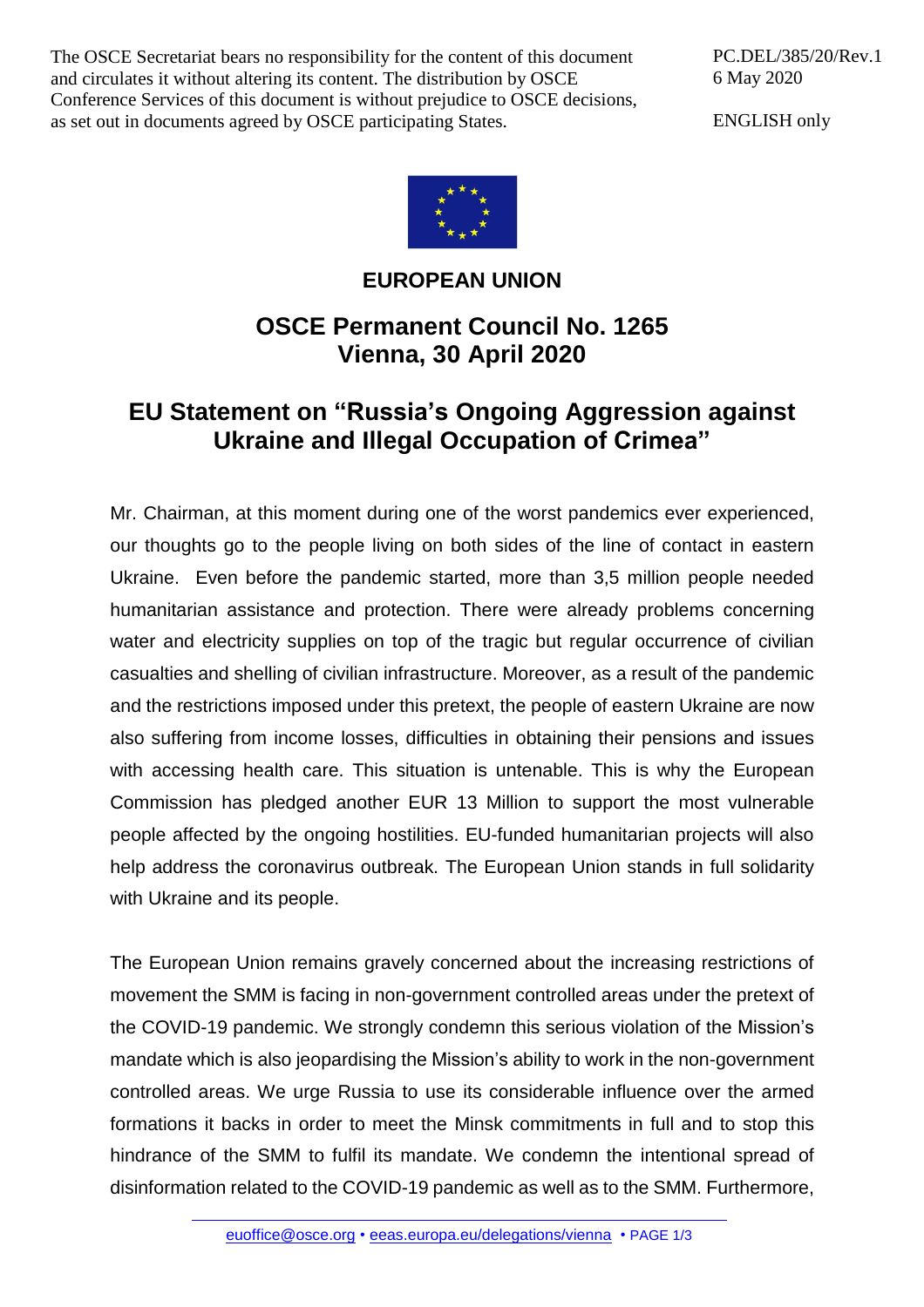The OSCE Secretariat bears no responsibility for the content of this document and circulates it without altering its content. The distribution by OSCE Conference Services of this document is without prejudice to OSCE decisions, as set out in documents agreed by OSCE participating States.

PC.DEL/385/20/Rev.1
6 May 2020

ENGLISH only

**EUROPEAN UNION**

## OSCE Permanent Council No. 1265
## Vienna, 30 April 2020

# EU Statement on "Russia's Ongoing Aggression against Ukraine and Illegal Occupation of Crimea"

Mr. Chairman, at this moment during one of the worst pandemics ever experienced, our thoughts go to the people living on both sides of the line of contact in eastern Ukraine. Even before the pandemic started, more than 3,5 million people needed humanitarian assistance and protection. There were already problems concerning water and electricity supplies on top of the tragic but regular occurrence of civilian casualties and shelling of civilian infrastructure. Moreover, as a result of the pandemic and the restrictions imposed under this pretext, the people of eastern Ukraine are now also suffering from income losses, difficulties in obtaining their pensions and issues with accessing health care. This situation is untenable. This is why the European Commission has pledged another EUR 13 Million to support the most vulnerable people affected by the ongoing hostilities. EU-funded humanitarian projects will also help address the coronavirus outbreak. The European Union stands in full solidarity with Ukraine and its people.

The European Union remains gravely concerned about the increasing restrictions of movement the SMM is facing in non-government controlled areas under the pretext of the COVID-19 pandemic. We strongly condemn this serious violation of the Mission's mandate which is also jeopardising the Mission's ability to work in the non-government controlled areas. We urge Russia to use its considerable influence over the armed formations it backs in order to meet the Minsk commitments in full and to stop this hindrance of the SMM to fulfil its mandate. We condemn the intentional spread of disinformation related to the COVID-19 pandemic as well as to the SMM. Furthermore,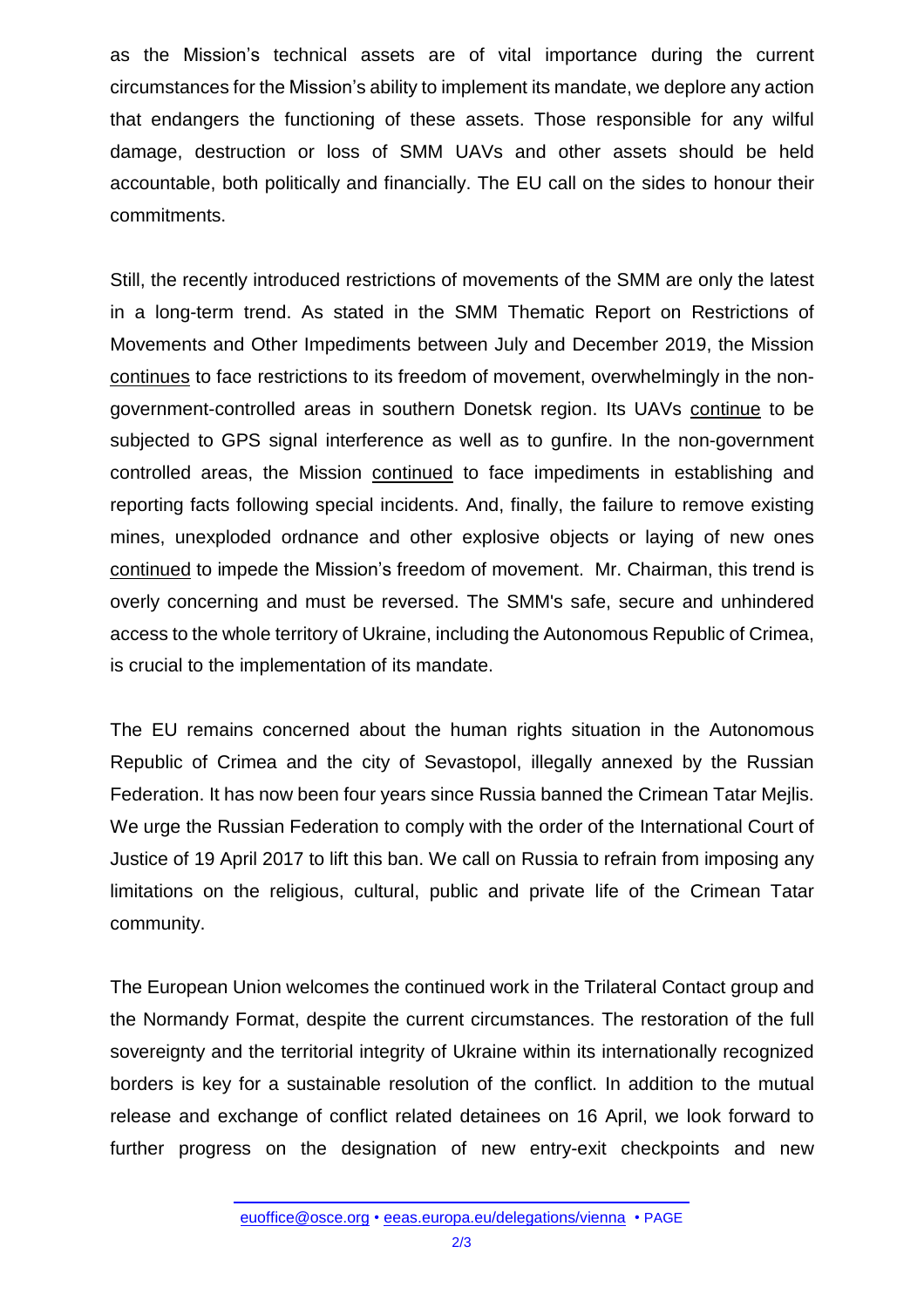as the Mission's technical assets are of vital importance during the current circumstances for the Mission's ability to implement its mandate, we deplore any action that endangers the functioning of these assets. Those responsible for any wilful damage, destruction or loss of SMM UAVs and other assets should be held accountable, both politically and financially. The EU call on the sides to honour their commitments.

Still, the recently introduced restrictions of movements of the SMM are only the latest in a long-term trend. As stated in the SMM Thematic Report on Restrictions of Movements and Other Impediments between July and December 2019, the Mission <u>continues</u> to face restrictions to its freedom of movement, overwhelmingly in the non-government-controlled areas in southern Donetsk region. Its UAVs <u>continue</u> to be subjected to GPS signal interference as well as to gunfire. In the non-government controlled areas, the Mission <u>continued</u> to face impediments in establishing and reporting facts following special incidents. And, finally, the failure to remove existing mines, unexploded ordnance and other explosive objects or laying of new ones <u>continued</u> to impede the Mission's freedom of movement. Mr. Chairman, this trend is overly concerning and must be reversed. The SMM's safe, secure and unhindered access to the whole territory of Ukraine, including the Autonomous Republic of Crimea, is crucial to the implementation of its mandate.

The EU remains concerned about the human rights situation in the Autonomous Republic of Crimea and the city of Sevastopol, illegally annexed by the Russian Federation. It has now been four years since Russia banned the Crimean Tatar Mejlis. We urge the Russian Federation to comply with the order of the International Court of Justice of 19 April 2017 to lift this ban. We call on Russia to refrain from imposing any limitations on the religious, cultural, public and private life of the Crimean Tatar community.

The European Union welcomes the continued work in the Trilateral Contact group and the Normandy Format, despite the current circumstances. The restoration of the full sovereignty and the territorial integrity of Ukraine within its internationally recognized borders is key for a sustainable resolution of the conflict. In addition to the mutual release and exchange of conflict related detainees on 16 April, we look forward to further progress on the designation of new entry-exit checkpoints and new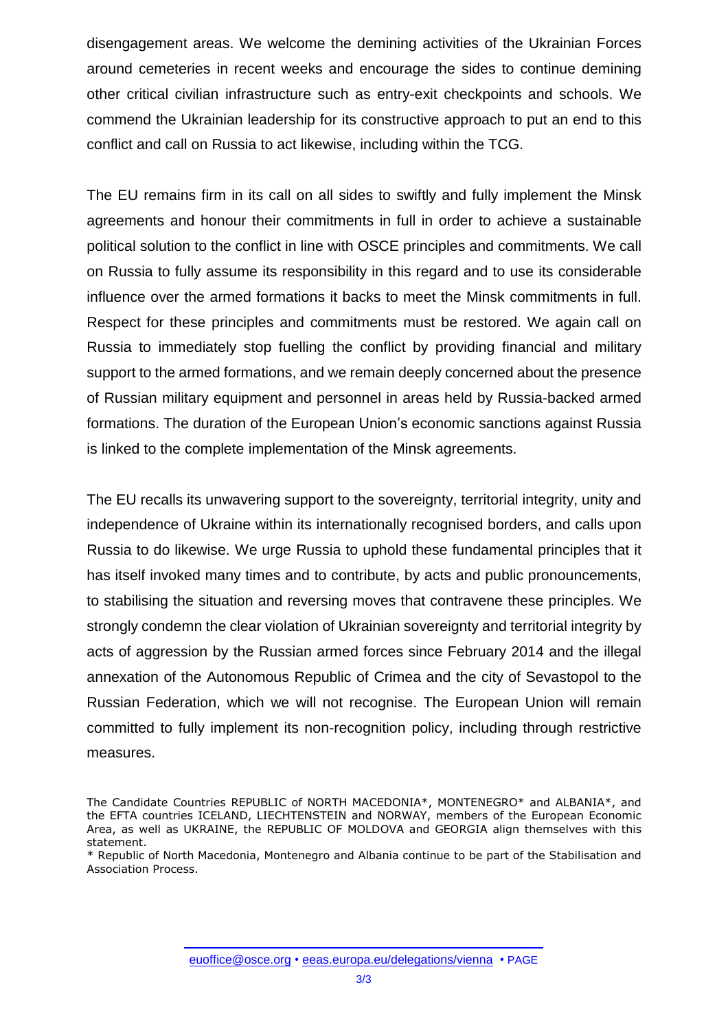disengagement areas. We welcome the demining activities of the Ukrainian Forces around cemeteries in recent weeks and encourage the sides to continue demining other critical civilian infrastructure such as entry-exit checkpoints and schools. We commend the Ukrainian leadership for its constructive approach to put an end to this conflict and call on Russia to act likewise, including within the TCG.

The EU remains firm in its call on all sides to swiftly and fully implement the Minsk agreements and honour their commitments in full in order to achieve a sustainable political solution to the conflict in line with OSCE principles and commitments. We call on Russia to fully assume its responsibility in this regard and to use its considerable influence over the armed formations it backs to meet the Minsk commitments in full. Respect for these principles and commitments must be restored. We again call on Russia to immediately stop fuelling the conflict by providing financial and military support to the armed formations, and we remain deeply concerned about the presence of Russian military equipment and personnel in areas held by Russia-backed armed formations. The duration of the European Union's economic sanctions against Russia is linked to the complete implementation of the Minsk agreements.

The EU recalls its unwavering support to the sovereignty, territorial integrity, unity and independence of Ukraine within its internationally recognised borders, and calls upon Russia to do likewise. We urge Russia to uphold these fundamental principles that it has itself invoked many times and to contribute, by acts and public pronouncements, to stabilising the situation and reversing moves that contravene these principles. We strongly condemn the clear violation of Ukrainian sovereignty and territorial integrity by acts of aggression by the Russian armed forces since February 2014 and the illegal annexation of the Autonomous Republic of Crimea and the city of Sevastopol to the Russian Federation, which we will not recognise. The European Union will remain committed to fully implement its non-recognition policy, including through restrictive measures.

The Candidate Countries REPUBLIC of NORTH MACEDONIA*, MONTENEGRO* and ALBANIA*, and the EFTA countries ICELAND, LIECHTENSTEIN and NORWAY, members of the European Economic Area, as well as UKRAINE, the REPUBLIC OF MOLDOVA and GEORGIA align themselves with this statement.

* Republic of North Macedonia, Montenegro and Albania continue to be part of the Stabilisation and Association Process.

euoffice@osce.org • eeas.europa.eu/delegations/vienna